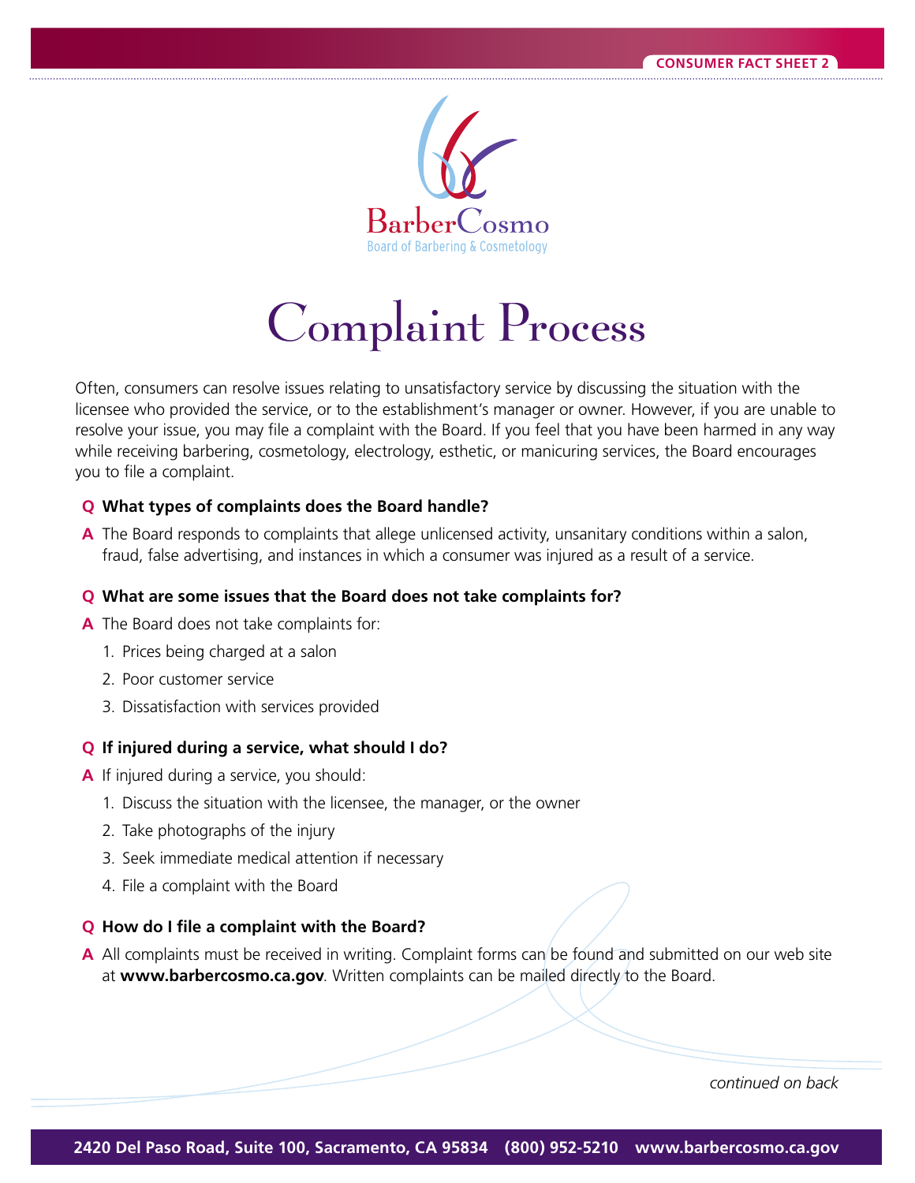CONSUMER FACT SHEET 2

BarberCosmo
Board of Barbering & Cosmetology

# Complaint Process

Often, consumers can resolve issues relating to unsatisfactory service by discussing the situation with the licensee who provided the service, or to the establishment's manager or owner. However, if you are unable to resolve your issue, you may file a complaint with the Board. If you feel that you have been harmed in any way while receiving barbering, cosmetology, electrology, esthetic, or manicuring services, the Board encourages you to file a complaint.

**Q What types of complaints does the Board handle?**

**A** The Board responds to complaints that allege unlicensed activity, unsanitary conditions within a salon, fraud, false advertising, and instances in which a consumer was injured as a result of a service.

**Q What are some issues that the Board does not take complaints for?**

**A** The Board does not take complaints for:

1. Prices being charged at a salon
2. Poor customer service
3. Dissatisfaction with services provided

**Q If injured during a service, what should I do?**

**A** If injured during a service, you should:

1. Discuss the situation with the licensee, the manager, or the owner
2. Take photographs of the injury
3. Seek immediate medical attention if necessary
4. File a complaint with the Board

**Q How do I file a complaint with the Board?**

**A** All complaints must be received in writing. Complaint forms can be found and submitted on our web site at **www.barbercosmo.ca.gov**. Written complaints can be mailed directly to the Board.

*continued on back*

**2420 Del Paso Road, Suite 100, Sacramento, CA 95834 (800) 952-5210 www.barbercosmo.ca.gov**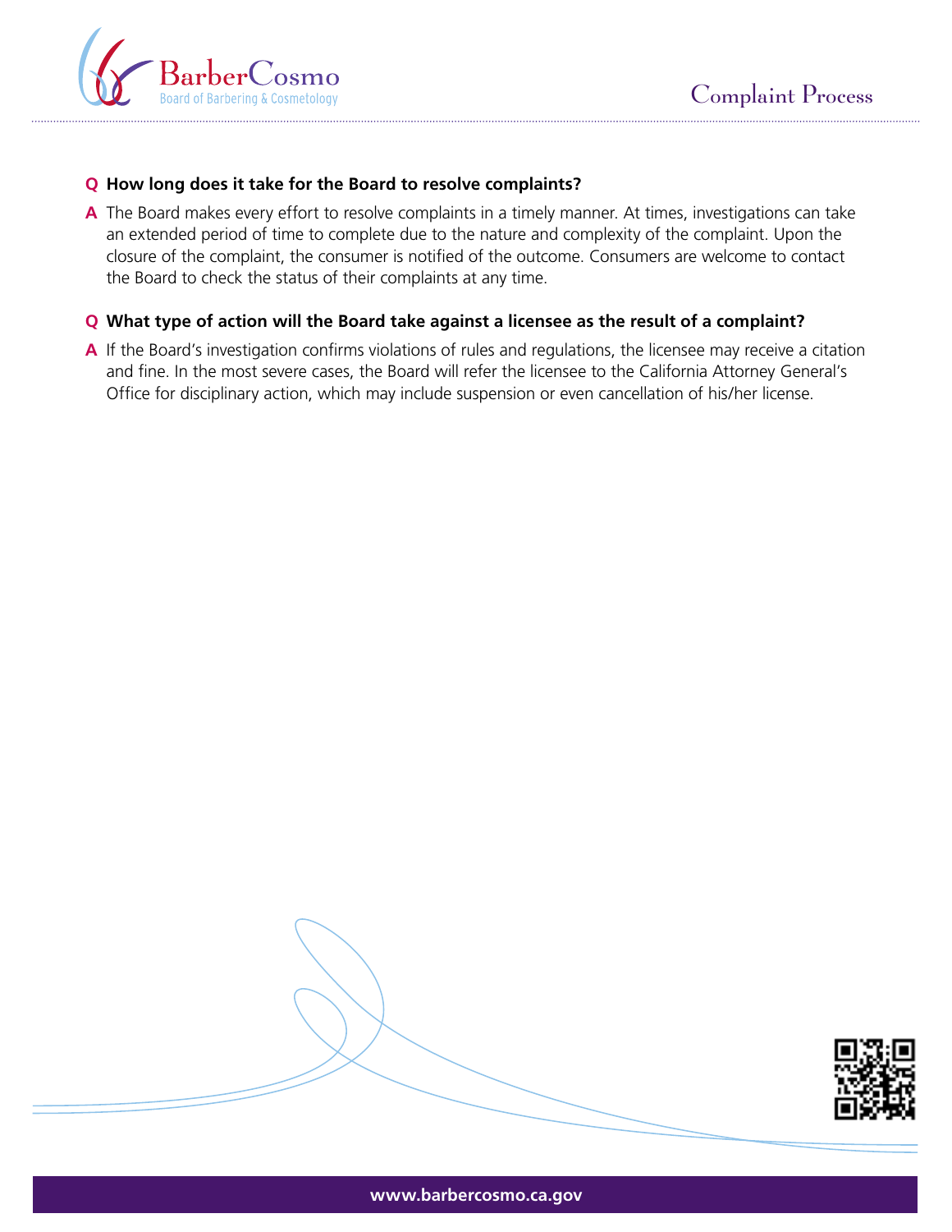**Q How long does it take for the Board to resolve complaints?**

**A** The Board makes every effort to resolve complaints in a timely manner. At times, investigations can take an extended period of time to complete due to the nature and complexity of the complaint. Upon the closure of the complaint, the consumer is notified of the outcome. Consumers are welcome to contact the Board to check the status of their complaints at any time.

**Q What type of action will the Board take against a licensee as the result of a complaint?**

**A** If the Board's investigation confirms violations of rules and regulations, the licensee may receive a citation and fine. In the most severe cases, the Board will refer the licensee to the California Attorney General's Office for disciplinary action, which may include suspension or even cancellation of his/her license.